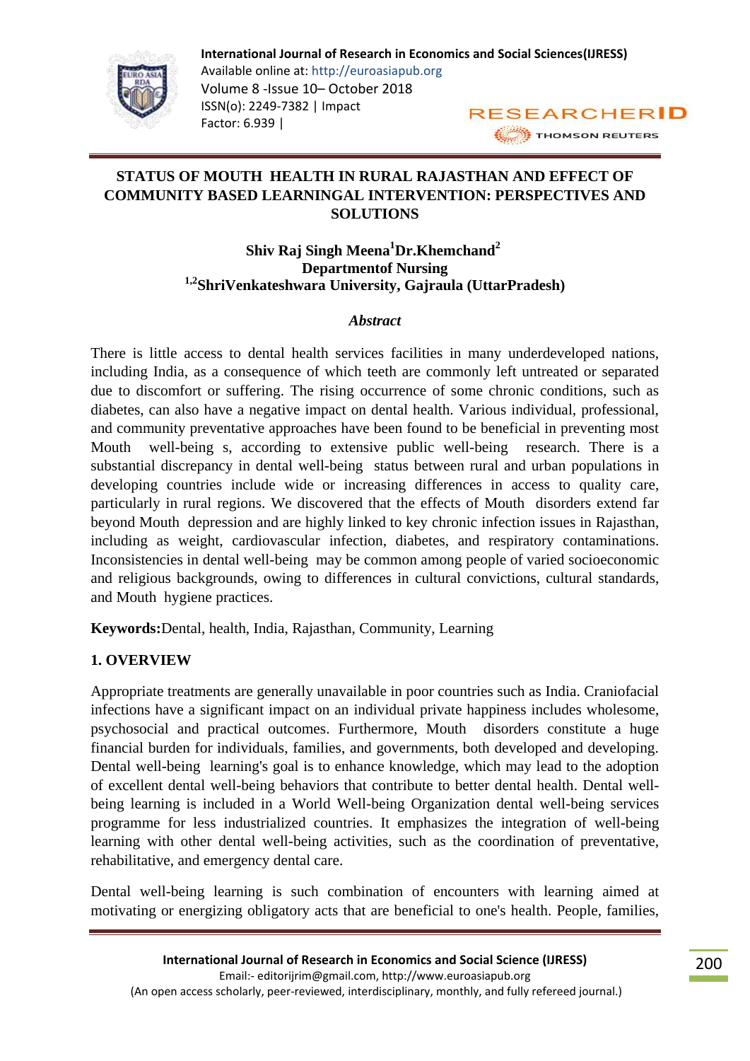# STATUS OF MOUTH HEALTH IN RURAL RAJASTHAN AND EFFECT OF COMMUNITY BASED LEARNINGAL INTERVENTION: PERSPECTIVES AND SOLUTIONS

**Shiv Raj Singh Meena[1]Dr.Khemchand[2]**
**Departmentof Nursing**
**[1,2]ShriVenkateshwara University, Gajraula (UttarPradesh)**

### *Abstract*

There is little access to dental health services facilities in many underdeveloped nations, including India, as a consequence of which teeth are commonly left untreated or separated due to discomfort or suffering. The rising occurrence of some chronic conditions, such as diabetes, can also have a negative impact on dental health. Various individual, professional, and community preventative approaches have been found to be beneficial in preventing most Mouth well-being s, according to extensive public well-being research. There is a substantial discrepancy in dental well-being status between rural and urban populations in developing countries include wide or increasing differences in access to quality care, particularly in rural regions. We discovered that the effects of Mouth disorders extend far beyond Mouth depression and are highly linked to key chronic infection issues in Rajasthan, including as weight, cardiovascular infection, diabetes, and respiratory contaminations. Inconsistencies in dental well-being may be common among people of varied socioeconomic and religious backgrounds, owing to differences in cultural convictions, cultural standards, and Mouth hygiene practices.

**Keywords:**Dental, health, India, Rajasthan, Community, Learning

## 1. OVERVIEW

Appropriate treatments are generally unavailable in poor countries such as India. Craniofacial infections have a significant impact on an individual private happiness includes wholesome, psychosocial and practical outcomes. Furthermore, Mouth disorders constitute a huge financial burden for individuals, families, and governments, both developed and developing. Dental well-being learning's goal is to enhance knowledge, which may lead to the adoption of excellent dental well-being behaviors that contribute to better dental health. Dental well-being learning is included in a World Well-being Organization dental well-being services programme for less industrialized countries. It emphasizes the integration of well-being learning with other dental well-being activities, such as the coordination of preventative, rehabilitative, and emergency dental care.

Dental well-being learning is such combination of encounters with learning aimed at motivating or energizing obligatory acts that are beneficial to one's health. People, families,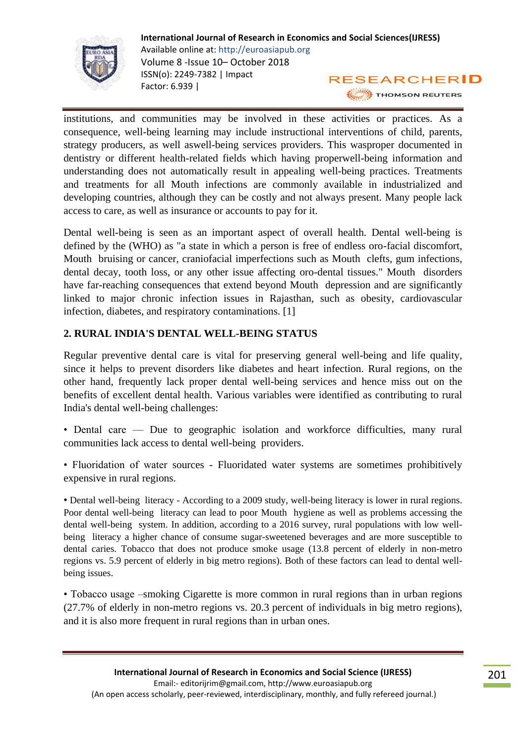institutions, and communities may be involved in these activities or practices. As a consequence, well-being learning may include instructional interventions of child, parents, strategy producers, as well aswell-being services providers. This wasproper documented in dentistry or different health-related fields which having properwell-being information and understanding does not automatically result in appealing well-being practices. Treatments and treatments for all Mouth infections are commonly available in industrialized and developing countries, although they can be costly and not always present. Many people lack access to care, as well as insurance or accounts to pay for it.

Dental well-being is seen as an important aspect of overall health. Dental well-being is defined by the (WHO) as "a state in which a person is free of endless oro-facial discomfort, Mouth bruising or cancer, craniofacial imperfections such as Mouth clefts, gum infections, dental decay, tooth loss, or any other issue affecting oro-dental tissues." Mouth disorders have far-reaching consequences that extend beyond Mouth depression and are significantly linked to major chronic infection issues in Rajasthan, such as obesity, cardiovascular infection, diabetes, and respiratory contaminations. [1]

## 2. RURAL INDIA'S DENTAL WELL-BEING STATUS

Regular preventive dental care is vital for preserving general well-being and life quality, since it helps to prevent disorders like diabetes and heart infection. Rural regions, on the other hand, frequently lack proper dental well-being services and hence miss out on the benefits of excellent dental health. Various variables were identified as contributing to rural India's dental well-being challenges:

• Dental care — Due to geographic isolation and workforce difficulties, many rural communities lack access to dental well-being providers.

• Fluoridation of water sources - Fluoridated water systems are sometimes prohibitively expensive in rural regions.

• Dental well-being literacy - According to a 2009 study, well-being literacy is lower in rural regions. Poor dental well-being literacy can lead to poor Mouth hygiene as well as problems accessing the dental well-being system. In addition, according to a 2016 survey, rural populations with low well-being literacy a higher chance of consume sugar-sweetened beverages and are more susceptible to dental caries. Tobacco that does not produce smoke usage (13.8 percent of elderly in non-metro regions vs. 5.9 percent of elderly in big metro regions). Both of these factors can lead to dental well-being issues.

• Tobacco usage –smoking Cigarette is more common in rural regions than in urban regions (27.7% of elderly in non-metro regions vs. 20.3 percent of individuals in big metro regions), and it is also more frequent in rural regions than in urban ones.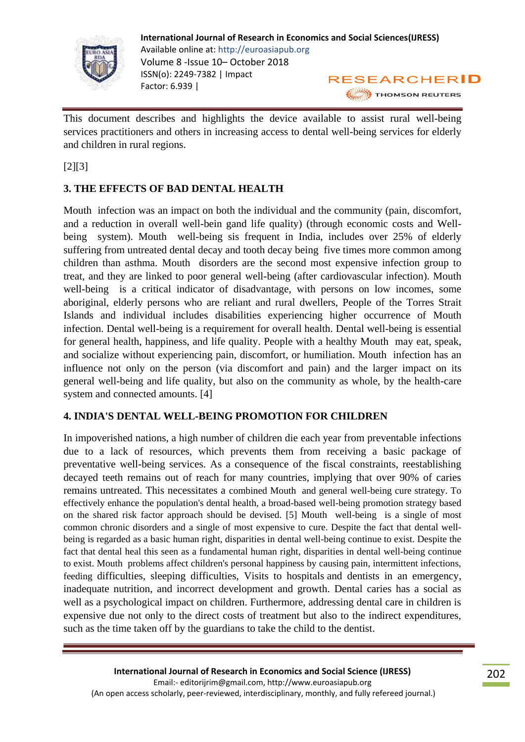This document describes and highlights the device available to assist rural well-being services practitioners and others in increasing access to dental well-being services for elderly and children in rural regions.

[2][3]

## 3. THE EFFECTS OF BAD DENTAL HEALTH

Mouth infection was an impact on both the individual and the community (pain, discomfort, and a reduction in overall well-bein gand life quality) (through economic costs and Well-being system). Mouth well-being sis frequent in India, includes over 25% of elderly suffering from untreated dental decay and tooth decay being five times more common among children than asthma. Mouth disorders are the second most expensive infection group to treat, and they are linked to poor general well-being (after cardiovascular infection). Mouth well-being is a critical indicator of disadvantage, with persons on low incomes, some aboriginal, elderly persons who are reliant and rural dwellers, People of the Torres Strait Islands and individual includes disabilities experiencing higher occurrence of Mouth infection. Dental well-being is a requirement for overall health. Dental well-being is essential for general health, happiness, and life quality. People with a healthy Mouth may eat, speak, and socialize without experiencing pain, discomfort, or humiliation. Mouth infection has an influence not only on the person (via discomfort and pain) and the larger impact on its general well-being and life quality, but also on the community as whole, by the health-care system and connected amounts. [4]

## 4. INDIA'S DENTAL WELL-BEING PROMOTION FOR CHILDREN

In impoverished nations, a high number of children die each year from preventable infections due to a lack of resources, which prevents them from receiving a basic package of preventative well-being services. As a consequence of the fiscal constraints, reestablishing decayed teeth remains out of reach for many countries, implying that over 90% of caries remains untreated. This necessitates a combined Mouth and general well-being cure strategy. To effectively enhance the population's dental health, a broad-based well-being promotion strategy based on the shared risk factor approach should be devised. [5] Mouth well-being is a single of most common chronic disorders and a single of most expensive to cure. Despite the fact that dental well-being is regarded as a basic human right, disparities in dental well-being continue to exist. Despite the fact that dental heal this seen as a fundamental human right, disparities in dental well-being continue to exist. Mouth problems affect children's personal happiness by causing pain, intermittent infections, feeding difficulties, sleeping difficulties, Visits to hospitals and dentists in an emergency, inadequate nutrition, and incorrect development and growth. Dental caries has a social as well as a psychological impact on children. Furthermore, addressing dental care in children is expensive due not only to the direct costs of treatment but also to the indirect expenditures, such as the time taken off by the guardians to take the child to the dentist.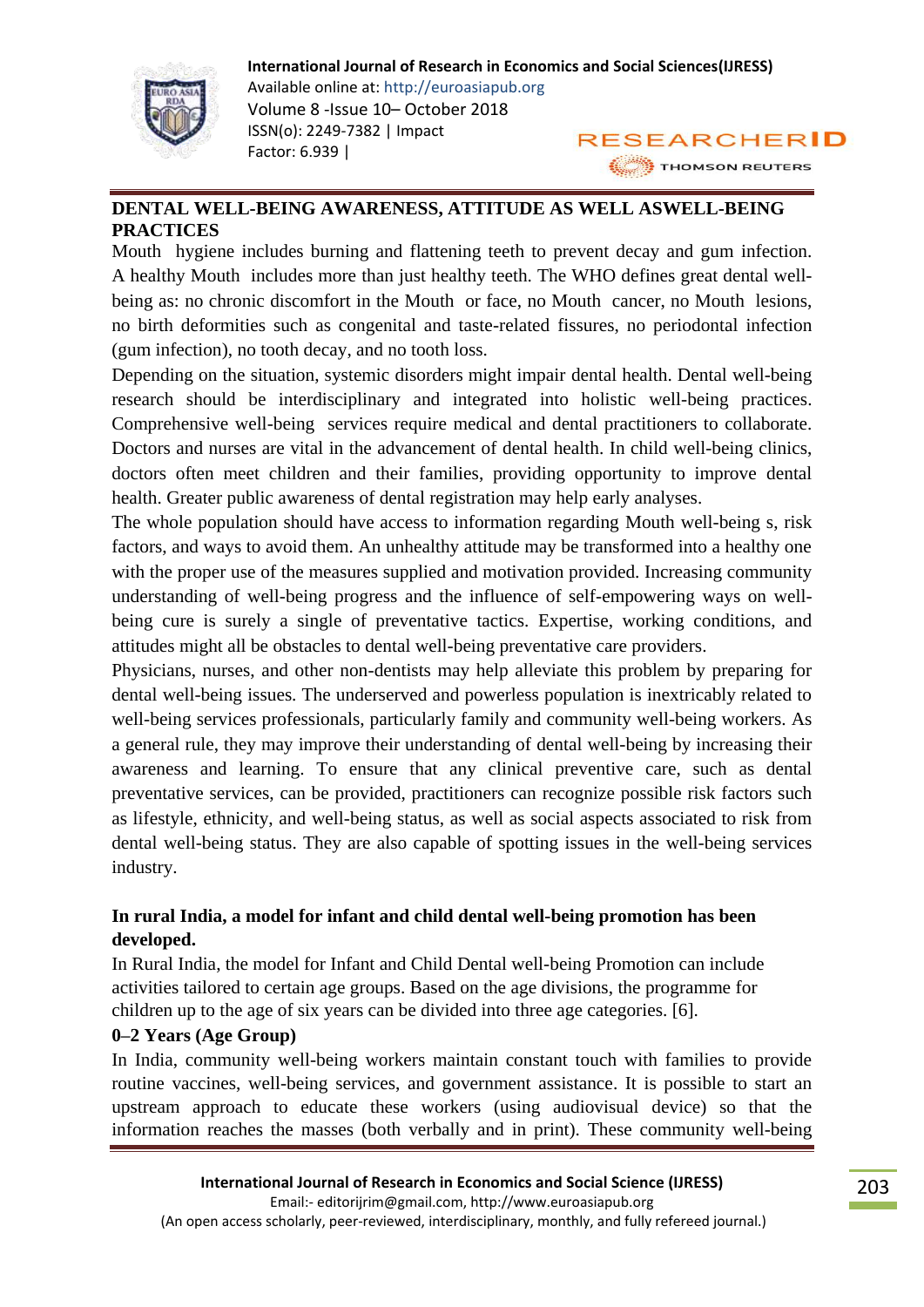**DENTAL WELL-BEING AWARENESS, ATTITUDE AS WELL ASWELL-BEING PRACTICES**

Mouth hygiene includes burning and flattening teeth to prevent decay and gum infection. A healthy Mouth includes more than just healthy teeth. The WHO defines great dental well-being as: no chronic discomfort in the Mouth or face, no Mouth cancer, no Mouth lesions, no birth deformities such as congenital and taste-related fissures, no periodontal infection (gum infection), no tooth decay, and no tooth loss.

Depending on the situation, systemic disorders might impair dental health. Dental well-being research should be interdisciplinary and integrated into holistic well-being practices. Comprehensive well-being services require medical and dental practitioners to collaborate. Doctors and nurses are vital in the advancement of dental health. In child well-being clinics, doctors often meet children and their families, providing opportunity to improve dental health. Greater public awareness of dental registration may help early analyses.

The whole population should have access to information regarding Mouth well-being s, risk factors, and ways to avoid them. An unhealthy attitude may be transformed into a healthy one with the proper use of the measures supplied and motivation provided. Increasing community understanding of well-being progress and the influence of self-empowering ways on well-being cure is surely a single of preventative tactics. Expertise, working conditions, and attitudes might all be obstacles to dental well-being preventative care providers.

Physicians, nurses, and other non-dentists may help alleviate this problem by preparing for dental well-being issues. The underserved and powerless population is inextricably related to well-being services professionals, particularly family and community well-being workers. As a general rule, they may improve their understanding of dental well-being by increasing their awareness and learning. To ensure that any clinical preventive care, such as dental preventative services, can be provided, practitioners can recognize possible risk factors such as lifestyle, ethnicity, and well-being status, as well as social aspects associated to risk from dental well-being status. They are also capable of spotting issues in the well-being services industry.

**In rural India, a model for infant and child dental well-being promotion has been developed.**

In Rural India, the model for Infant and Child Dental well-being Promotion can include activities tailored to certain age groups. Based on the age divisions, the programme for children up to the age of six years can be divided into three age categories. [6].

**0–2 Years (Age Group)**

In India, community well-being workers maintain constant touch with families to provide routine vaccines, well-being services, and government assistance. It is possible to start an upstream approach to educate these workers (using audiovisual device) so that the information reaches the masses (both verbally and in print). These community well-being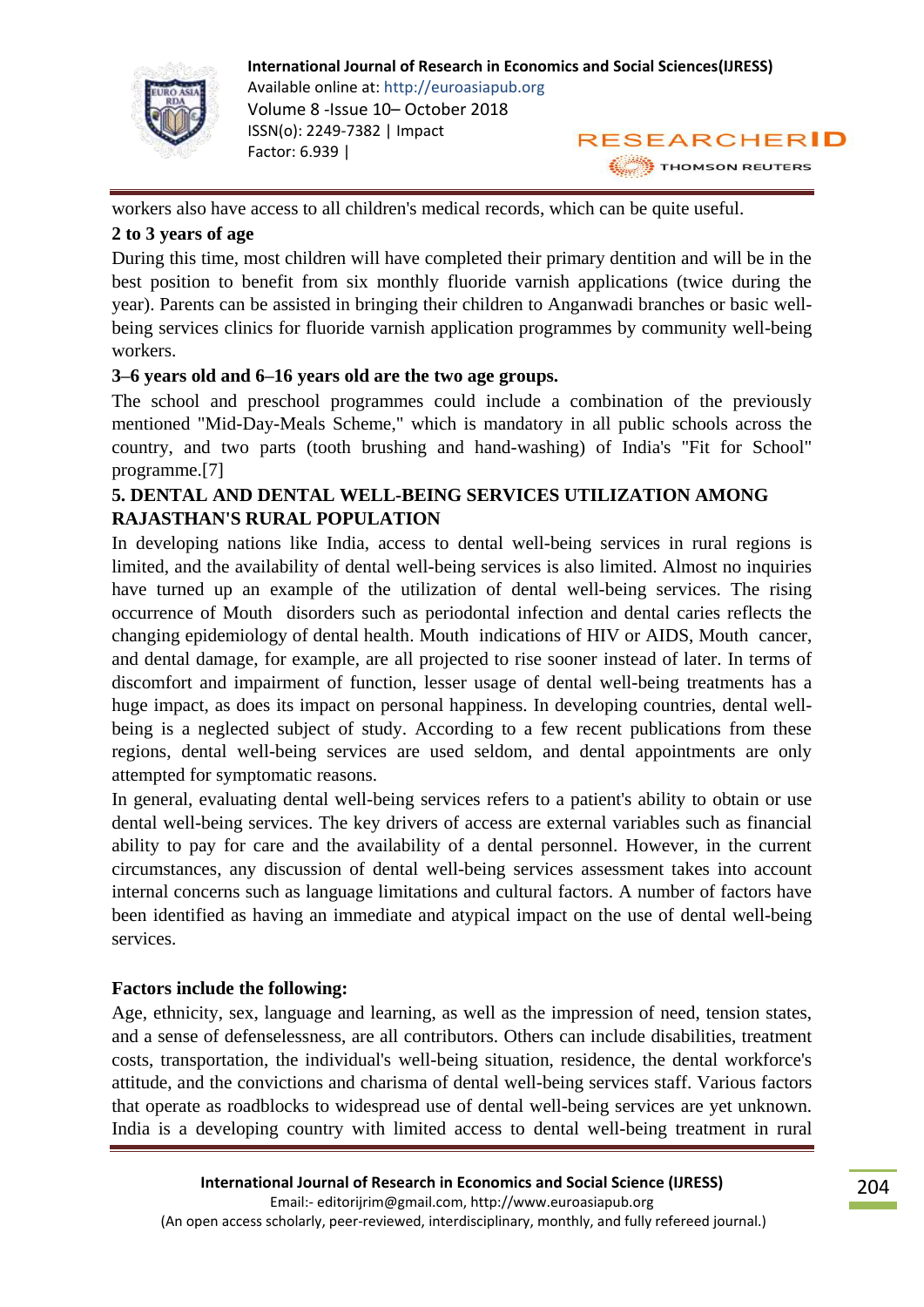workers also have access to all children's medical records, which can be quite useful.

**2 to 3 years of age**

During this time, most children will have completed their primary dentition and will be in the best position to benefit from six monthly fluoride varnish applications (twice during the year). Parents can be assisted in bringing their children to Anganwadi branches or basic well-being services clinics for fluoride varnish application programmes by community well-being workers.

**3–6 years old and 6–16 years old are the two age groups.**

The school and preschool programmes could include a combination of the previously mentioned "Mid-Day-Meals Scheme," which is mandatory in all public schools across the country, and two parts (tooth brushing and hand-washing) of India's "Fit for School" programme.[7]

## 5. DENTAL AND DENTAL WELL-BEING SERVICES UTILIZATION AMONG RAJASTHAN'S RURAL POPULATION

In developing nations like India, access to dental well-being services in rural regions is limited, and the availability of dental well-being services is also limited. Almost no inquiries have turned up an example of the utilization of dental well-being services. The rising occurrence of Mouth disorders such as periodontal infection and dental caries reflects the changing epidemiology of dental health. Mouth indications of HIV or AIDS, Mouth cancer, and dental damage, for example, are all projected to rise sooner instead of later. In terms of discomfort and impairment of function, lesser usage of dental well-being treatments has a huge impact, as does its impact on personal happiness. In developing countries, dental well-being is a neglected subject of study. According to a few recent publications from these regions, dental well-being services are used seldom, and dental appointments are only attempted for symptomatic reasons.

In general, evaluating dental well-being services refers to a patient's ability to obtain or use dental well-being services. The key drivers of access are external variables such as financial ability to pay for care and the availability of a dental personnel. However, in the current circumstances, any discussion of dental well-being services assessment takes into account internal concerns such as language limitations and cultural factors. A number of factors have been identified as having an immediate and atypical impact on the use of dental well-being services.

**Factors include the following:**

Age, ethnicity, sex, language and learning, as well as the impression of need, tension states, and a sense of defenselessness, are all contributors. Others can include disabilities, treatment costs, transportation, the individual's well-being situation, residence, the dental workforce's attitude, and the convictions and charisma of dental well-being services staff. Various factors that operate as roadblocks to widespread use of dental well-being services are yet unknown. India is a developing country with limited access to dental well-being treatment in rural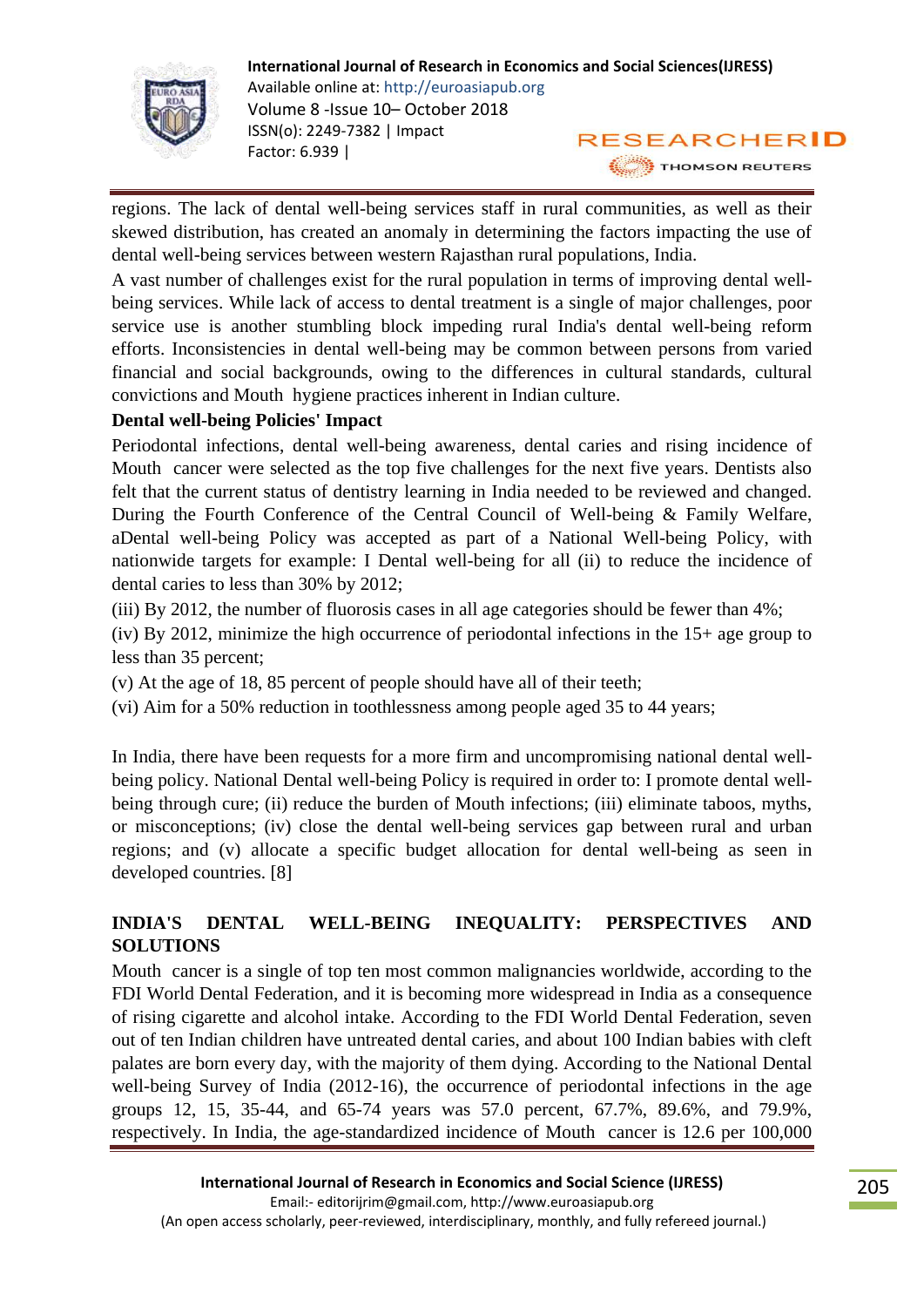regions. The lack of dental well-being services staff in rural communities, as well as their skewed distribution, has created an anomaly in determining the factors impacting the use of dental well-being services between western Rajasthan rural populations, India.

A vast number of challenges exist for the rural population in terms of improving dental well-being services. While lack of access to dental treatment is a single of major challenges, poor service use is another stumbling block impeding rural India's dental well-being reform efforts. Inconsistencies in dental well-being may be common between persons from varied financial and social backgrounds, owing to the differences in cultural standards, cultural convictions and Mouth hygiene practices inherent in Indian culture.

**Dental well-being Policies' Impact**

Periodontal infections, dental well-being awareness, dental caries and rising incidence of Mouth cancer were selected as the top five challenges for the next five years. Dentists also felt that the current status of dentistry learning in India needed to be reviewed and changed. During the Fourth Conference of the Central Council of Well-being & Family Welfare, aDental well-being Policy was accepted as part of a National Well-being Policy, with nationwide targets for example: I Dental well-being for all (ii) to reduce the incidence of dental caries to less than 30% by 2012;

(iii) By 2012, the number of fluorosis cases in all age categories should be fewer than 4%;

(iv) By 2012, minimize the high occurrence of periodontal infections in the 15+ age group to less than 35 percent;

(v) At the age of 18, 85 percent of people should have all of their teeth;

(vi) Aim for a 50% reduction in toothlessness among people aged 35 to 44 years;

In India, there have been requests for a more firm and uncompromising national dental well-being policy. National Dental well-being Policy is required in order to: I promote dental well-being through cure; (ii) reduce the burden of Mouth infections; (iii) eliminate taboos, myths, or misconceptions; (iv) close the dental well-being services gap between rural and urban regions; and (v) allocate a specific budget allocation for dental well-being as seen in developed countries. [8]

## INDIA'S DENTAL WELL-BEING INEQUALITY: PERSPECTIVES AND SOLUTIONS

Mouth cancer is a single of top ten most common malignancies worldwide, according to the FDI World Dental Federation, and it is becoming more widespread in India as a consequence of rising cigarette and alcohol intake. According to the FDI World Dental Federation, seven out of ten Indian children have untreated dental caries, and about 100 Indian babies with cleft palates are born every day, with the majority of them dying. According to the National Dental well-being Survey of India (2012-16), the occurrence of periodontal infections in the age groups 12, 15, 35-44, and 65-74 years was 57.0 percent, 67.7%, 89.6%, and 79.9%, respectively. In India, the age-standardized incidence of Mouth cancer is 12.6 per 100,000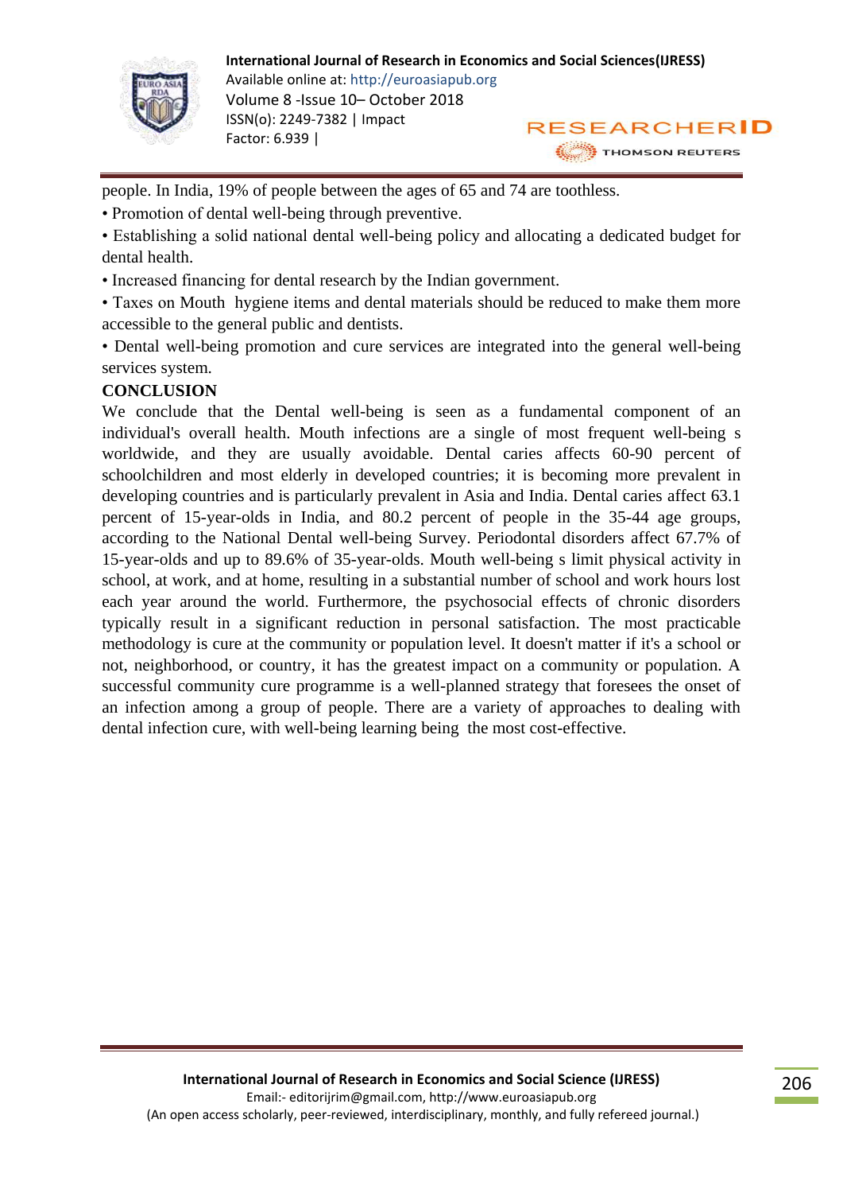people. In India, 19% of people between the ages of 65 and 74 are toothless.

• Promotion of dental well-being through preventive.

• Establishing a solid national dental well-being policy and allocating a dedicated budget for dental health.

• Increased financing for dental research by the Indian government.

• Taxes on Mouth hygiene items and dental materials should be reduced to make them more accessible to the general public and dentists.

• Dental well-being promotion and cure services are integrated into the general well-being services system.

## CONCLUSION

We conclude that the Dental well-being is seen as a fundamental component of an individual's overall health. Mouth infections are a single of most frequent well-being s worldwide, and they are usually avoidable. Dental caries affects 60-90 percent of schoolchildren and most elderly in developed countries; it is becoming more prevalent in developing countries and is particularly prevalent in Asia and India. Dental caries affect 63.1 percent of 15-year-olds in India, and 80.2 percent of people in the 35-44 age groups, according to the National Dental well-being Survey. Periodontal disorders affect 67.7% of 15-year-olds and up to 89.6% of 35-year-olds. Mouth well-being s limit physical activity in school, at work, and at home, resulting in a substantial number of school and work hours lost each year around the world. Furthermore, the psychosocial effects of chronic disorders typically result in a significant reduction in personal satisfaction. The most practicable methodology is cure at the community or population level. It doesn't matter if it's a school or not, neighborhood, or country, it has the greatest impact on a community or population. A successful community cure programme is a well-planned strategy that foresees the onset of an infection among a group of people. There are a variety of approaches to dealing with dental infection cure, with well-being learning being the most cost-effective.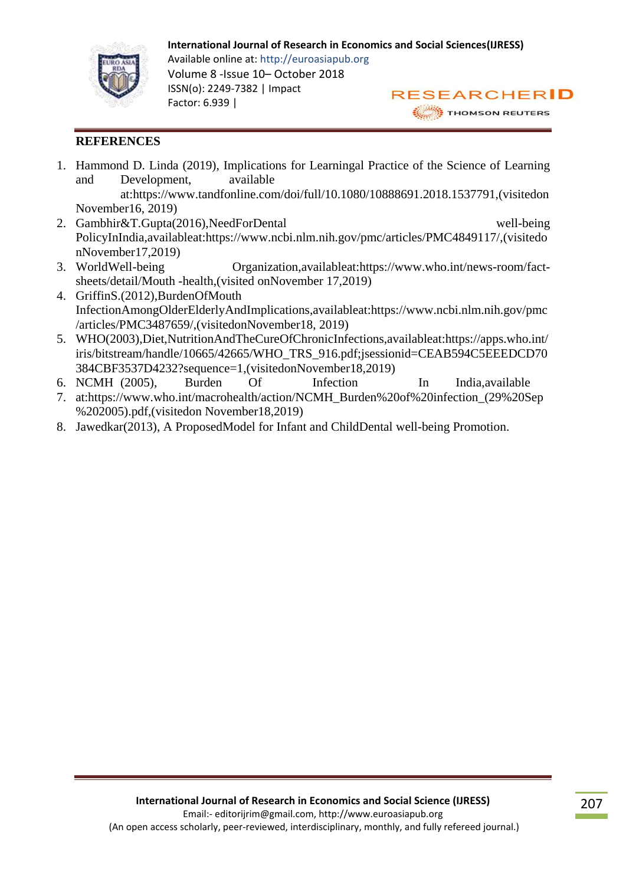## REFERENCES

1. Hammond D. Linda (2019), Implications for Learningal Practice of the Science of Learning and Development, available at:https://www.tandfonline.com/doi/full/10.1080/10888691.2018.1537791,(visitedon November16, 2019)
2. Gambhir&T.Gupta(2016),NeedForDental well-being PolicyInIndia,availableat:https://www.ncbi.nlm.nih.gov/pmc/articles/PMC4849117/,(visitedonNovember17,2019)
3. WorldWell-being Organization,availableat:https://www.who.int/news-room/fact-sheets/detail/Mouth -health,(visited onNovember 17,2019)
4. GriffinS.(2012),BurdenOfMouth InfectionAmongOlderElderlyAndImplications,availableat:https://www.ncbi.nlm.nih.gov/pmc/articles/PMC3487659/,(visitedonNovember18, 2019)
5. WHO(2003),Diet,NutritionAndTheCureOfChronicInfections,availableat:https://apps.who.int/iris/bitstream/handle/10665/42665/WHO_TRS_916.pdf;jsessionid=CEAB594C5EEEDCD70384CBF3537D4232?sequence=1,(visitedonNovember18,2019)
6. NCMH (2005), Burden Of Infection In India,available
7. at:https://www.who.int/macrohealth/action/NCMH_Burden%20of%20infection_(29%20Sep%202005).pdf,(visitedon November18,2019)
8. Jawedkar(2013), A ProposedModel for Infant and ChildDental well-being Promotion.